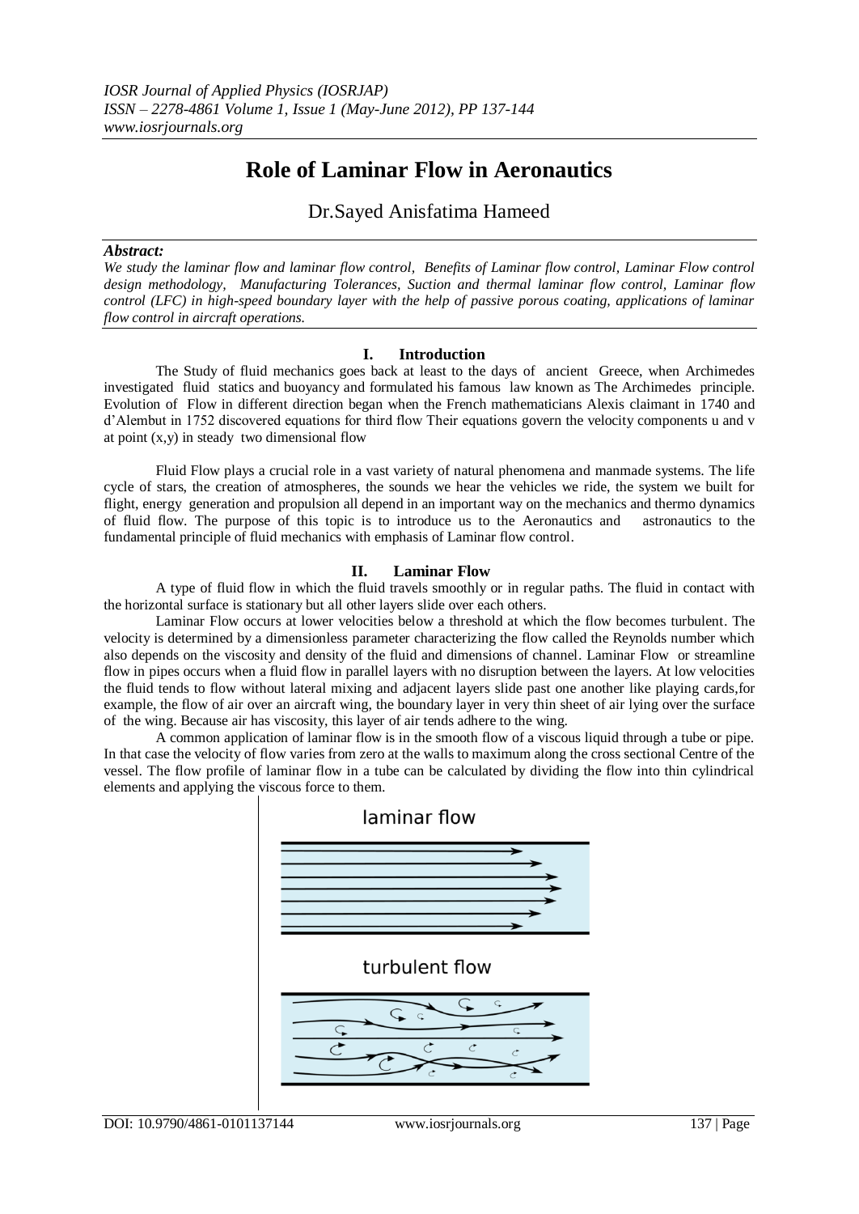# Role of Laminar Flow in Aeronautics

Dr.Sayed Anisfatima Hameed

***Abstract:***

*We study the laminar flow and laminar flow control, Benefits of Laminar flow control, Laminar Flow control design methodology, Manufacturing Tolerances, Suction and thermal laminar flow control, Laminar flow control (LFC) in high-speed boundary layer with the help of passive porous coating, applications of laminar flow control in aircraft operations.*

## I. Introduction

The Study of fluid mechanics goes back at least to the days of ancient Greece, when Archimedes investigated fluid statics and buoyancy and formulated his famous law known as The Archimedes principle. Evolution of Flow in different direction began when the French mathematicians Alexis claimant in 1740 and d'Alembut in 1752 discovered equations for third flow Their equations govern the velocity components u and v at point (x,y) in steady two dimensional flow

Fluid Flow plays a crucial role in a vast variety of natural phenomena and manmade systems. The life cycle of stars, the creation of atmospheres, the sounds we hear the vehicles we ride, the system we built for flight, energy generation and propulsion all depend in an important way on the mechanics and thermo dynamics of fluid flow. The purpose of this topic is to introduce us to the Aeronautics and astronautics to the fundamental principle of fluid mechanics with emphasis of Laminar flow control.

## II. Laminar Flow

A type of fluid flow in which the fluid travels smoothly or in regular paths. The fluid in contact with the horizontal surface is stationary but all other layers slide over each others.

Laminar Flow occurs at lower velocities below a threshold at which the flow becomes turbulent. The velocity is determined by a dimensionless parameter characterizing the flow called the Reynolds number which also depends on the viscosity and density of the fluid and dimensions of channel. Laminar Flow or streamline flow in pipes occurs when a fluid flow in parallel layers with no disruption between the layers. At low velocities the fluid tends to flow without lateral mixing and adjacent layers slide past one another like playing cards,for example, the flow of air over an aircraft wing, the boundary layer in very thin sheet of air lying over the surface of the wing. Because air has viscosity, this layer of air tends adhere to the wing.

A common application of laminar flow is in the smooth flow of a viscous liquid through a tube or pipe. In that case the velocity of flow varies from zero at the walls to maximum along the cross sectional Centre of the vessel. The flow profile of laminar flow in a tube can be calculated by dividing the flow into thin cylindrical elements and applying the viscous force to them.

laminar flow

turbulent flow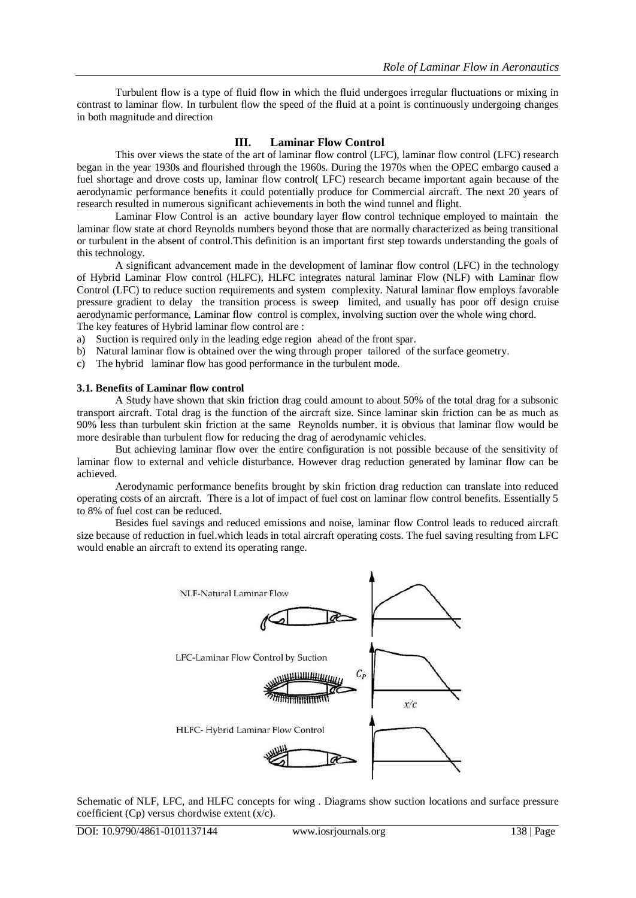Turbulent flow is a type of fluid flow in which the fluid undergoes irregular fluctuations or mixing in contrast to laminar flow. In turbulent flow the speed of the fluid at a point is continuously undergoing changes in both magnitude and direction

## III. Laminar Flow Control

This over views the state of the art of laminar flow control (LFC), laminar flow control (LFC) research began in the year 1930s and flourished through the 1960s. During the 1970s when the OPEC embargo caused a fuel shortage and drove costs up, laminar flow control( LFC) research became important again because of the aerodynamic performance benefits it could potentially produce for Commercial aircraft. The next 20 years of research resulted in numerous significant achievements in both the wind tunnel and flight.

Laminar Flow Control is an active boundary layer flow control technique employed to maintain the laminar flow state at chord Reynolds numbers beyond those that are normally characterized as being transitional or turbulent in the absent of control.This definition is an important first step towards understanding the goals of this technology.

A significant advancement made in the development of laminar flow control (LFC) in the technology of Hybrid Laminar Flow control (HLFC), HLFC integrates natural laminar Flow (NLF) with Laminar flow Control (LFC) to reduce suction requirements and system complexity. Natural laminar flow employs favorable pressure gradient to delay the transition process is sweep limited, and usually has poor off design cruise aerodynamic performance, Laminar flow control is complex, involving suction over the whole wing chord.

The key features of Hybrid laminar flow control are :

a) Suction is required only in the leading edge region ahead of the front spar.
b) Natural laminar flow is obtained over the wing through proper tailored of the surface geometry.
c) The hybrid laminar flow has good performance in the turbulent mode.

### 3.1. Benefits of Laminar flow control

A Study have shown that skin friction drag could amount to about 50% of the total drag for a subsonic transport aircraft. Total drag is the function of the aircraft size. Since laminar skin friction can be as much as 90% less than turbulent skin friction at the same Reynolds number. it is obvious that laminar flow would be more desirable than turbulent flow for reducing the drag of aerodynamic vehicles.

But achieving laminar flow over the entire configuration is not possible because of the sensitivity of laminar flow to external and vehicle disturbance. However drag reduction generated by laminar flow can be achieved.

Aerodynamic performance benefits brought by skin friction drag reduction can translate into reduced operating costs of an aircraft. There is a lot of impact of fuel cost on laminar flow control benefits. Essentially 5 to 8% of fuel cost can be reduced.

Besides fuel savings and reduced emissions and noise, laminar flow Control leads to reduced aircraft size because of reduction in fuel.which leads in total aircraft operating costs. The fuel saving resulting from LFC would enable an aircraft to extend its operating range.

NLF-Natural Laminar Flow

LFC-Laminar Flow Control by Suction

HLFC- Hybrid Laminar Flow Control

Schematic of NLF, LFC, and HLFC concepts for wing . Diagrams show suction locations and surface pressure coefficient (Cp) versus chordwise extent (x/c).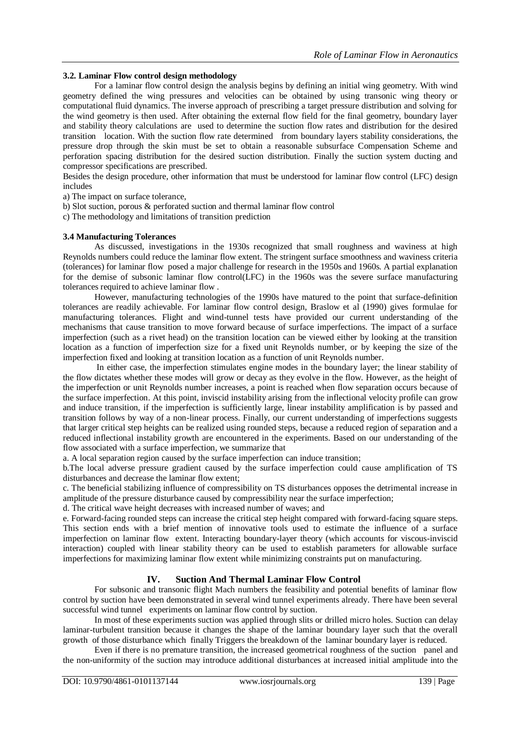### 3.2. Laminar Flow control design methodology

For a laminar flow control design the analysis begins by defining an initial wing geometry. With wind geometry defined the wing pressures and velocities can be obtained by using transonic wing theory or computational fluid dynamics. The inverse approach of prescribing a target pressure distribution and solving for the wind geometry is then used. After obtaining the external flow field for the final geometry, boundary layer and stability theory calculations are used to determine the suction flow rates and distribution for the desired transition location. With the suction flow rate determined from boundary layers stability considerations, the pressure drop through the skin must be set to obtain a reasonable subsurface Compensation Scheme and perforation spacing distribution for the desired suction distribution. Finally the suction system ducting and compressor specifications are prescribed.

Besides the design procedure, other information that must be understood for laminar flow control (LFC) design includes

a) The impact on surface tolerance,

b) Slot suction, porous & perforated suction and thermal laminar flow control

c) The methodology and limitations of transition prediction

### 3.4 Manufacturing Tolerances

As discussed, investigations in the 1930s recognized that small roughness and waviness at high Reynolds numbers could reduce the laminar flow extent. The stringent surface smoothness and waviness criteria (tolerances) for laminar flow posed a major challenge for research in the 1950s and 1960s. A partial explanation for the demise of subsonic laminar flow control(LFC) in the 1960s was the severe surface manufacturing tolerances required to achieve laminar flow .

However, manufacturing technologies of the 1990s have matured to the point that surface-definition tolerances are readily achievable. For laminar flow control design, Braslow et al (1990) gives formulae for manufacturing tolerances. Flight and wind-tunnel tests have provided our current understanding of the mechanisms that cause transition to move forward because of surface imperfections. The impact of a surface imperfection (such as a rivet head) on the transition location can be viewed either by looking at the transition location as a function of imperfection size for a fixed unit Reynolds number, or by keeping the size of the imperfection fixed and looking at transition location as a function of unit Reynolds number.

In either case, the imperfection stimulates engine modes in the boundary layer; the linear stability of the flow dictates whether these modes will grow or decay as they evolve in the flow. However, as the height of the imperfection or unit Reynolds number increases, a point is reached when flow separation occurs because of the surface imperfection. At this point, inviscid instability arising from the inflectional velocity profile can grow and induce transition, if the imperfection is sufficiently large, linear instability amplification is by passed and transition follows by way of a non-linear process. Finally, our current understanding of imperfections suggests that larger critical step heights can be realized using rounded steps, because a reduced region of separation and a reduced inflectional instability growth are encountered in the experiments. Based on our understanding of the flow associated with a surface imperfection, we summarize that

a. A local separation region caused by the surface imperfection can induce transition;

b.The local adverse pressure gradient caused by the surface imperfection could cause amplification of TS disturbances and decrease the laminar flow extent;

c. The beneficial stabilizing influence of compressibility on TS disturbances opposes the detrimental increase in amplitude of the pressure disturbance caused by compressibility near the surface imperfection;

d. The critical wave height decreases with increased number of waves; and

e. Forward-facing rounded steps can increase the critical step height compared with forward-facing square steps. This section ends with a brief mention of innovative tools used to estimate the influence of a surface imperfection on laminar flow extent. Interacting boundary-layer theory (which accounts for viscous-inviscid interaction) coupled with linear stability theory can be used to establish parameters for allowable surface imperfections for maximizing laminar flow extent while minimizing constraints put on manufacturing.

## IV. Suction And Thermal Laminar Flow Control

For subsonic and transonic flight Mach numbers the feasibility and potential benefits of laminar flow control by suction have been demonstrated in several wind tunnel experiments already. There have been several successful wind tunnel experiments on laminar flow control by suction.

In most of these experiments suction was applied through slits or drilled micro holes. Suction can delay laminar-turbulent transition because it changes the shape of the laminar boundary layer such that the overall growth of those disturbance which finally Triggers the breakdown of the laminar boundary layer is reduced.

Even if there is no premature transition, the increased geometrical roughness of the suction panel and the non-uniformity of the suction may introduce additional disturbances at increased initial amplitude into the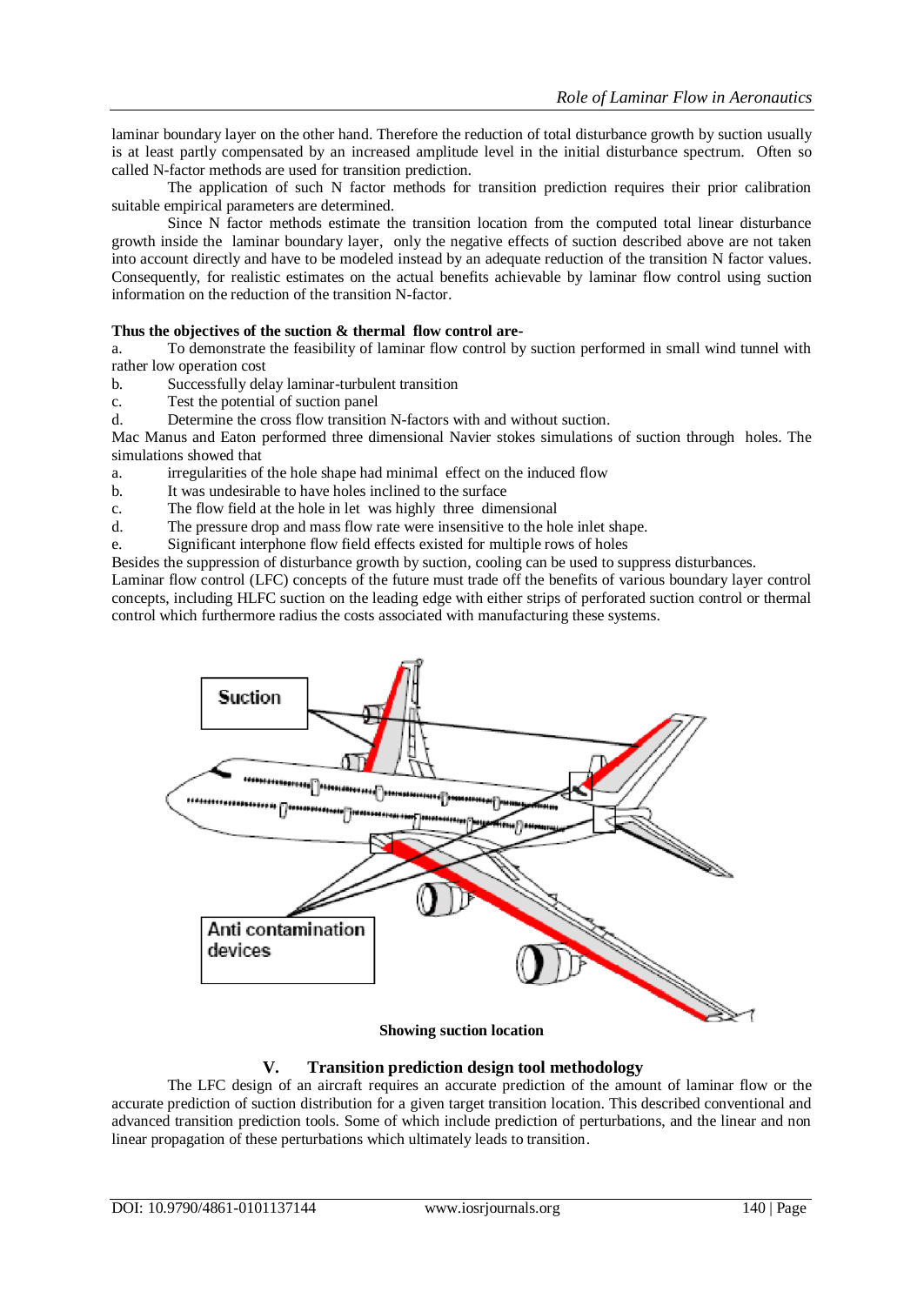laminar boundary layer on the other hand. Therefore the reduction of total disturbance growth by suction usually is at least partly compensated by an increased amplitude level in the initial disturbance spectrum. Often so called N-factor methods are used for transition prediction.

The application of such N factor methods for transition prediction requires their prior calibration suitable empirical parameters are determined.

Since N factor methods estimate the transition location from the computed total linear disturbance growth inside the laminar boundary layer, only the negative effects of suction described above are not taken into account directly and have to be modeled instead by an adequate reduction of the transition N factor values. Consequently, for realistic estimates on the actual benefits achievable by laminar flow control using suction information on the reduction of the transition N-factor.

**Thus the objectives of the suction & thermal flow control are-**

a. To demonstrate the feasibility of laminar flow control by suction performed in small wind tunnel with rather low operation cost
b. Successfully delay laminar-turbulent transition
c. Test the potential of suction panel
d. Determine the cross flow transition N-factors with and without suction.

Mac Manus and Eaton performed three dimensional Navier stokes simulations of suction through holes. The simulations showed that

a. irregularities of the hole shape had minimal effect on the induced flow
b. It was undesirable to have holes inclined to the surface
c. The flow field at the hole in let was highly three dimensional
d. The pressure drop and mass flow rate were insensitive to the hole inlet shape.
e. Significant interphone flow field effects existed for multiple rows of holes

Besides the suppression of disturbance growth by suction, cooling can be used to suppress disturbances.
Laminar flow control (LFC) concepts of the future must trade off the benefits of various boundary layer control concepts, including HLFC suction on the leading edge with either strips of perforated suction control or thermal control which furthermore radius the costs associated with manufacturing these systems.

Suction

Anti contamination devices

**Showing suction location**

## V. Transition prediction design tool methodology

The LFC design of an aircraft requires an accurate prediction of the amount of laminar flow or the accurate prediction of suction distribution for a given target transition location. This described conventional and advanced transition prediction tools. Some of which include prediction of perturbations, and the linear and non linear propagation of these perturbations which ultimately leads to transition.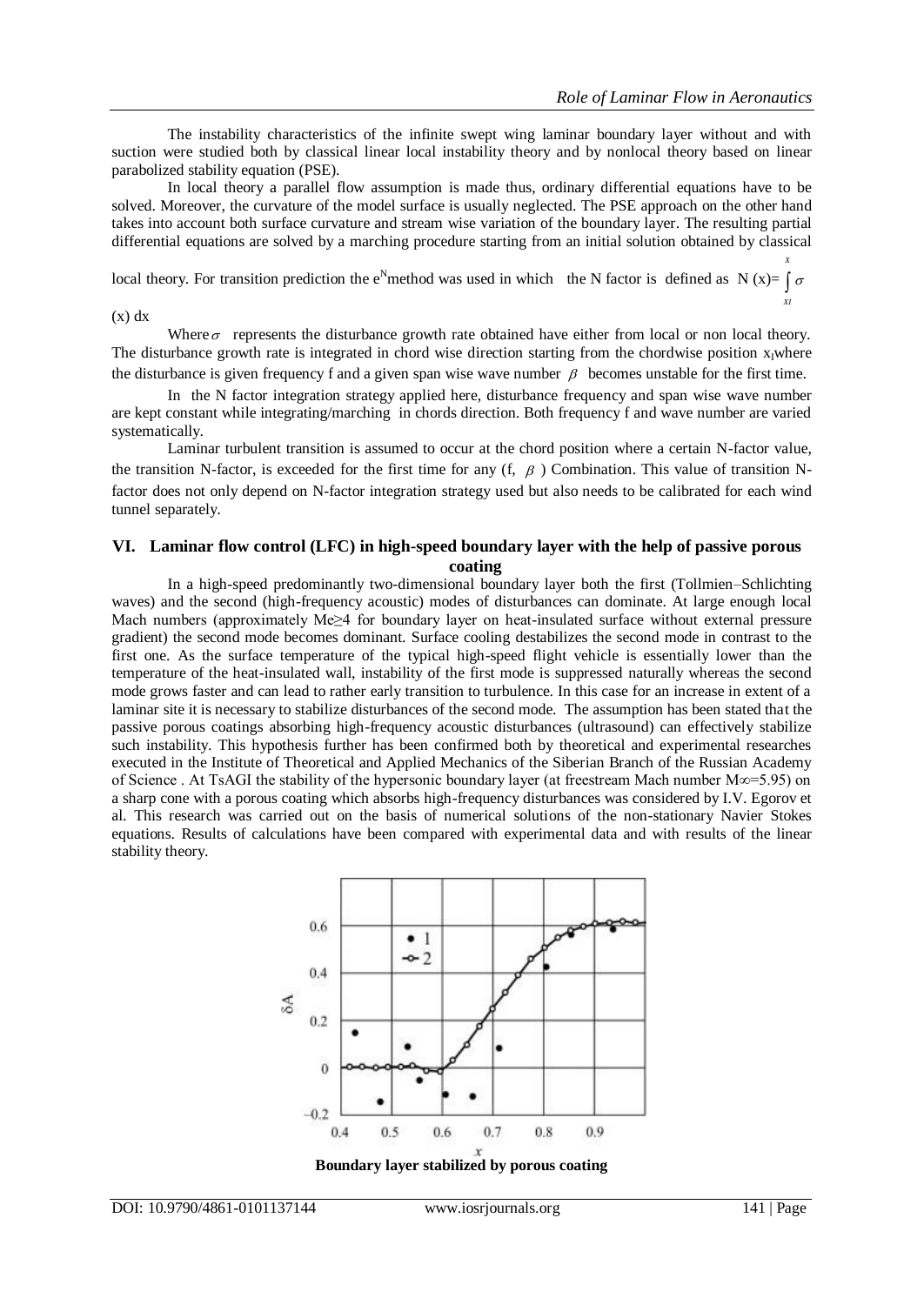The instability characteristics of the infinite swept wing laminar boundary layer without and with suction were studied both by classical linear local instability theory and by nonlocal theory based on linear parabolized stability equation (PSE).

In local theory a parallel flow assumption is made thus, ordinary differential equations have to be solved. Moreover, the curvature of the model surface is usually neglected. The PSE approach on the other hand takes into account both surface curvature and stream wise variation of the boundary layer. The resulting partial differential equations are solved by a marching procedure starting from an initial solution obtained by classical local theory. For transition prediction the $e^N$method was used in which the N factor is defined as $N(x) = \int_{x_I}^{x} \sigma(x)\,dx$

Where $\sigma$ represents the disturbance growth rate obtained have either from local or non local theory. The disturbance growth rate is integrated in chord wise direction starting from the chordwise position $x_I$where the disturbance is given frequency f and a given span wise wave number $\beta$ becomes unstable for the first time.

In the N factor integration strategy applied here, disturbance frequency and span wise wave number are kept constant while integrating/marching in chords direction. Both frequency f and wave number are varied systematically.

Laminar turbulent transition is assumed to occur at the chord position where a certain N-factor value, the transition N-factor, is exceeded for the first time for any (f, $\beta$ ) Combination. This value of transition N-factor does not only depend on N-factor integration strategy used but also needs to be calibrated for each wind tunnel separately.

## VI. Laminar flow control (LFC) in high-speed boundary layer with the help of passive porous coating

In a high-speed predominantly two-dimensional boundary layer both the first (Tollmien–Schlichting waves) and the second (high-frequency acoustic) modes of disturbances can dominate. At large enough local Mach numbers (approximately $M_e \geq 4$ for boundary layer on heat-insulated surface without external pressure gradient) the second mode becomes dominant. Surface cooling destabilizes the second mode in contrast to the first one. As the surface temperature of the typical high-speed flight vehicle is essentially lower than the temperature of the heat-insulated wall, instability of the first mode is suppressed naturally whereas the second mode grows faster and can lead to rather early transition to turbulence. In this case for an increase in extent of a laminar site it is necessary to stabilize disturbances of the second mode. The assumption has been stated that the passive porous coatings absorbing high-frequency acoustic disturbances (ultrasound) can effectively stabilize such instability. This hypothesis further has been confirmed both by theoretical and experimental researches executed in the Institute of Theoretical and Applied Mechanics of the Siberian Branch of the Russian Academy of Science . At TsAGI the stability of the hypersonic boundary layer (at freestream Mach number $M_\infty$=5.95) on a sharp cone with a porous coating which absorbs high-frequency disturbances was considered by I.V. Egorov et al. This research was carried out on the basis of numerical solutions of the non-stationary Navier Stokes equations. Results of calculations have been compared with experimental data and with results of the linear stability theory.

**Boundary layer stabilized by porous coating**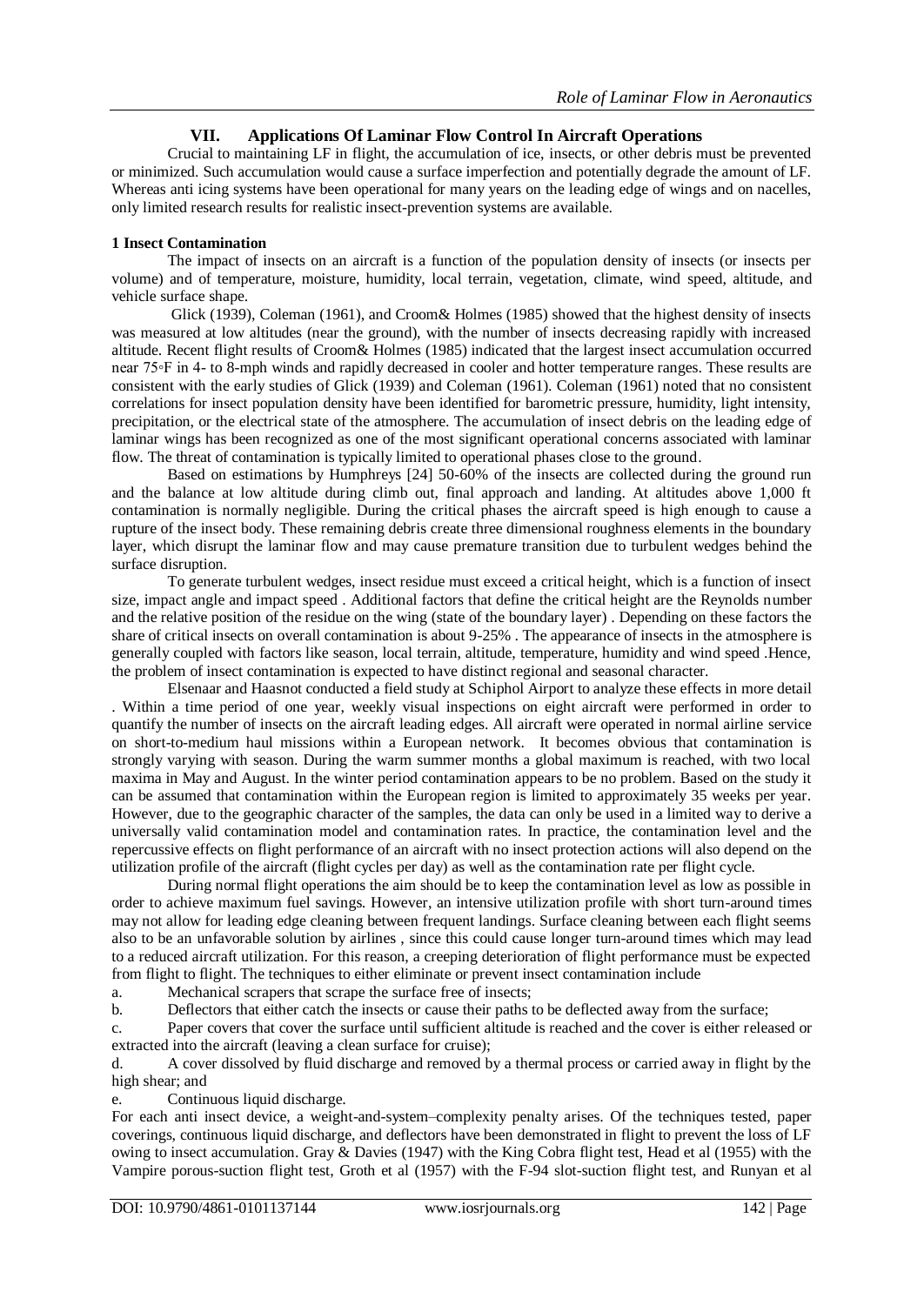## VII. Applications Of Laminar Flow Control In Aircraft Operations

Crucial to maintaining LF in flight, the accumulation of ice, insects, or other debris must be prevented or minimized. Such accumulation would cause a surface imperfection and potentially degrade the amount of LF. Whereas anti icing systems have been operational for many years on the leading edge of wings and on nacelles, only limited research results for realistic insect-prevention systems are available.

### 1 Insect Contamination

The impact of insects on an aircraft is a function of the population density of insects (or insects per volume) and of temperature, moisture, humidity, local terrain, vegetation, climate, wind speed, altitude, and vehicle surface shape.

Glick (1939), Coleman (1961), and Croom& Holmes (1985) showed that the highest density of insects was measured at low altitudes (near the ground), with the number of insects decreasing rapidly with increased altitude. Recent flight results of Croom& Holmes (1985) indicated that the largest insect accumulation occurred near 75◦F in 4- to 8-mph winds and rapidly decreased in cooler and hotter temperature ranges. These results are consistent with the early studies of Glick (1939) and Coleman (1961). Coleman (1961) noted that no consistent correlations for insect population density have been identified for barometric pressure, humidity, light intensity, precipitation, or the electrical state of the atmosphere. The accumulation of insect debris on the leading edge of laminar wings has been recognized as one of the most significant operational concerns associated with laminar flow. The threat of contamination is typically limited to operational phases close to the ground.

Based on estimations by Humphreys [24] 50-60% of the insects are collected during the ground run and the balance at low altitude during climb out, final approach and landing. At altitudes above 1,000 ft contamination is normally negligible. During the critical phases the aircraft speed is high enough to cause a rupture of the insect body. These remaining debris create three dimensional roughness elements in the boundary layer, which disrupt the laminar flow and may cause premature transition due to turbulent wedges behind the surface disruption.

To generate turbulent wedges, insect residue must exceed a critical height, which is a function of insect size, impact angle and impact speed . Additional factors that define the critical height are the Reynolds number and the relative position of the residue on the wing (state of the boundary layer) . Depending on these factors the share of critical insects on overall contamination is about 9-25% . The appearance of insects in the atmosphere is generally coupled with factors like season, local terrain, altitude, temperature, humidity and wind speed .Hence, the problem of insect contamination is expected to have distinct regional and seasonal character.

Elsenaar and Haasnot conducted a field study at Schiphol Airport to analyze these effects in more detail . Within a time period of one year, weekly visual inspections on eight aircraft were performed in order to quantify the number of insects on the aircraft leading edges. All aircraft were operated in normal airline service on short-to-medium haul missions within a European network. It becomes obvious that contamination is strongly varying with season. During the warm summer months a global maximum is reached, with two local maxima in May and August. In the winter period contamination appears to be no problem. Based on the study it can be assumed that contamination within the European region is limited to approximately 35 weeks per year. However, due to the geographic character of the samples, the data can only be used in a limited way to derive a universally valid contamination model and contamination rates. In practice, the contamination level and the repercussive effects on flight performance of an aircraft with no insect protection actions will also depend on the utilization profile of the aircraft (flight cycles per day) as well as the contamination rate per flight cycle.

During normal flight operations the aim should be to keep the contamination level as low as possible in order to achieve maximum fuel savings. However, an intensive utilization profile with short turn-around times may not allow for leading edge cleaning between frequent landings. Surface cleaning between each flight seems also to be an unfavorable solution by airlines , since this could cause longer turn-around times which may lead to a reduced aircraft utilization. For this reason, a creeping deterioration of flight performance must be expected from flight to flight. The techniques to either eliminate or prevent insect contamination include

a. Mechanical scrapers that scrape the surface free of insects;

b. Deflectors that either catch the insects or cause their paths to be deflected away from the surface;

c. Paper covers that cover the surface until sufficient altitude is reached and the cover is either released or extracted into the aircraft (leaving a clean surface for cruise);

d. A cover dissolved by fluid discharge and removed by a thermal process or carried away in flight by the high shear; and

e. Continuous liquid discharge.

For each anti insect device, a weight-and-system–complexity penalty arises. Of the techniques tested, paper coverings, continuous liquid discharge, and deflectors have been demonstrated in flight to prevent the loss of LF owing to insect accumulation. Gray & Davies (1947) with the King Cobra flight test, Head et al (1955) with the Vampire porous-suction flight test, Groth et al (1957) with the F-94 slot-suction flight test, and Runyan et al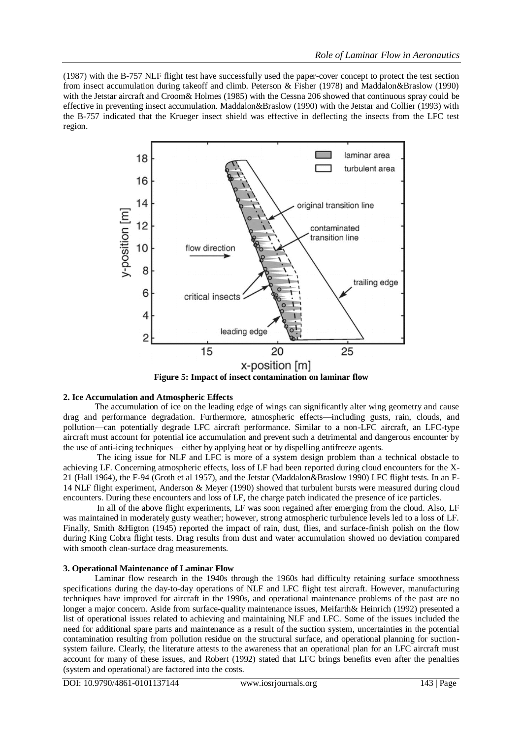(1987) with the B-757 NLF flight test have successfully used the paper-cover concept to protect the test section from insect accumulation during takeoff and climb. Peterson & Fisher (1978) and Maddalon&Braslow (1990) with the Jetstar aircraft and Croom& Holmes (1985) with the Cessna 206 showed that continuous spray could be effective in preventing insect accumulation. Maddalon&Braslow (1990) with the Jetstar and Collier (1993) with the B-757 indicated that the Krueger insect shield was effective in deflecting the insects from the LFC test region.

**Figure 5: Impact of insect contamination on laminar flow**

### 2. Ice Accumulation and Atmospheric Effects

The accumulation of ice on the leading edge of wings can significantly alter wing geometry and cause drag and performance degradation. Furthermore, atmospheric effects—including gusts, rain, clouds, and pollution—can potentially degrade LFC aircraft performance. Similar to a non-LFC aircraft, an LFC-type aircraft must account for potential ice accumulation and prevent such a detrimental and dangerous encounter by the use of anti-icing techniques—either by applying heat or by dispelling antifreeze agents.

The icing issue for NLF and LFC is more of a system design problem than a technical obstacle to achieving LF. Concerning atmospheric effects, loss of LF had been reported during cloud encounters for the X-21 (Hall 1964), the F-94 (Groth et al 1957), and the Jetstar (Maddalon&Braslow 1990) LFC flight tests. In an F-14 NLF flight experiment, Anderson & Meyer (1990) showed that turbulent bursts were measured during cloud encounters. During these encounters and loss of LF, the charge patch indicated the presence of ice particles.

In all of the above flight experiments, LF was soon regained after emerging from the cloud. Also, LF was maintained in moderately gusty weather; however, strong atmospheric turbulence levels led to a loss of LF. Finally, Smith &Higton (1945) reported the impact of rain, dust, flies, and surface-finish polish on the flow during King Cobra flight tests. Drag results from dust and water accumulation showed no deviation compared with smooth clean-surface drag measurements.

### 3. Operational Maintenance of Laminar Flow

Laminar flow research in the 1940s through the 1960s had difficulty retaining surface smoothness specifications during the day-to-day operations of NLF and LFC flight test aircraft. However, manufacturing techniques have improved for aircraft in the 1990s, and operational maintenance problems of the past are no longer a major concern. Aside from surface-quality maintenance issues, Meifarth& Heinrich (1992) presented a list of operational issues related to achieving and maintaining NLF and LFC. Some of the issues included the need for additional spare parts and maintenance as a result of the suction system, uncertainties in the potential contamination resulting from pollution residue on the structural surface, and operational planning for suction-system failure. Clearly, the literature attests to the awareness that an operational plan for an LFC aircraft must account for many of these issues, and Robert (1992) stated that LFC brings benefits even after the penalties (system and operational) are factored into the costs.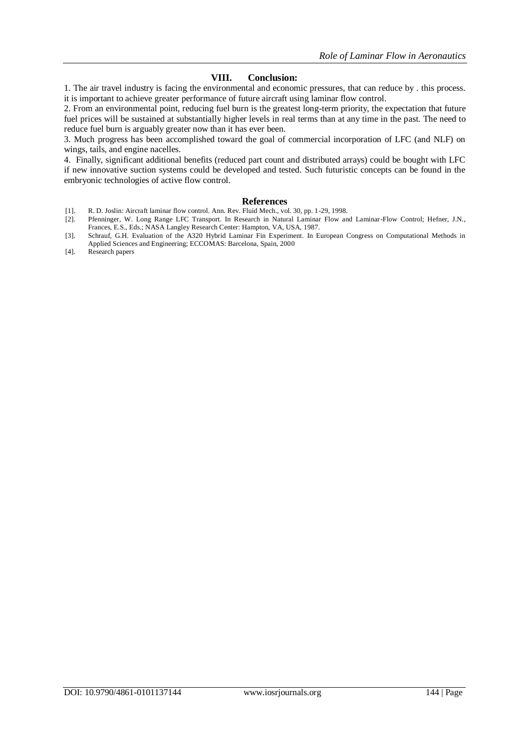## VIII. Conclusion:

1. The air travel industry is facing the environmental and economic pressures, that can reduce by . this process. it is important to achieve greater performance of future aircraft using laminar flow control.
2. From an environmental point, reducing fuel burn is the greatest long-term priority, the expectation that future fuel prices will be sustained at substantially higher levels in real terms than at any time in the past. The need to reduce fuel burn is arguably greater now than it has ever been.
3. Much progress has been accomplished toward the goal of commercial incorporation of LFC (and NLF) on wings, tails, and engine nacelles.
4. Finally, significant additional benefits (reduced part count and distributed arrays) could be bought with LFC if new innovative suction systems could be developed and tested. Such futuristic concepts can be found in the embryonic technologies of active flow control.

## References

[1]. R. D. Joslin: Aircraft laminar flow control. Ann. Rev. Fluid Mech., vol. 30, pp. 1-29, 1998.

[2]. Pfenninger, W. Long Range LFC Transport. In Research in Natural Laminar Flow and Laminar-Flow Control; Hefner, J.N., Frances, E.S., Eds.; NASA Langley Research Center: Hampton, VA, USA, 1987.

[3]. Schrauf, G.H. Evaluation of the A320 Hybrid Laminar Fin Experiment. In European Congress on Computational Methods in Applied Sciences and Engineering; ECCOMAS: Barcelona, Spain, 2000

[4]. Research papers